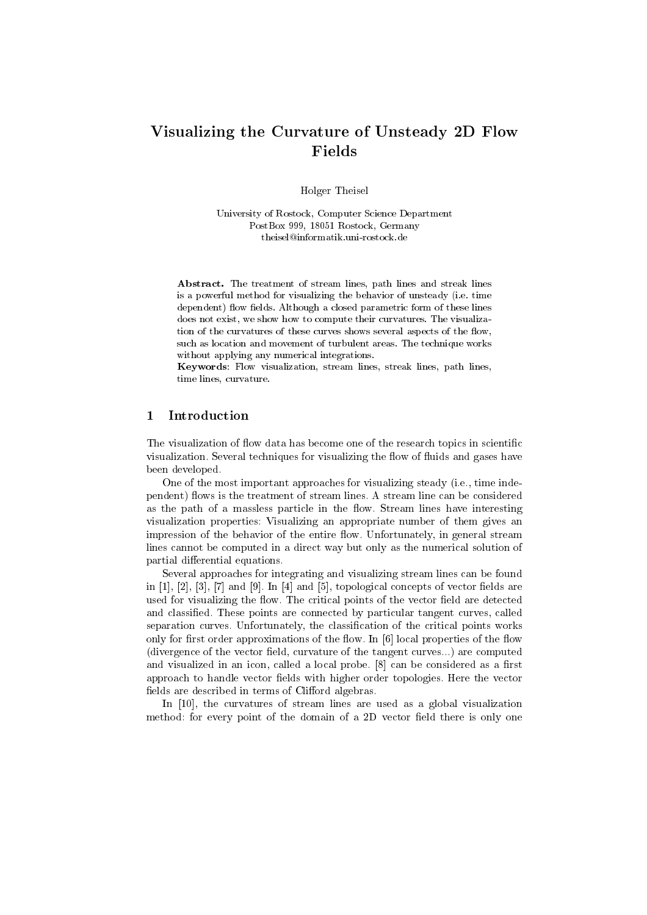# Visualizing the Curvature of Unsteady 2D Flow Fields

Holger Theisel

University of Rostock, Computer Science Department
PostBox 999, 18051 Rostock, Germany
theisel@informatik.uni-rostock.de

**Abstract.** The treatment of stream lines, path lines and streak lines is a powerful method for visualizing the behavior of unsteady (i.e. time dependent) flow fields. Although a closed parametric form of these lines does not exist, we show how to compute their curvatures. The visualization of the curvatures of these curves shows several aspects of the flow, such as location and movement of turbulent areas. The technique works without applying any numerical integrations.

**Keywords**: Flow visualization, stream lines, streak lines, path lines, time lines, curvature.

## 1 Introduction

The visualization of flow data has become one of the research topics in scientific visualization. Several techniques for visualizing the flow of fluids and gases have been developed.

One of the most important approaches for visualizing steady (i.e., time independent) flows is the treatment of stream lines. A stream line can be considered as the path of a massless particle in the flow. Stream lines have interesting visualization properties: Visualizing an appropriate number of them gives an impression of the behavior of the entire flow. Unfortunately, in general stream lines cannot be computed in a direct way but only as the numerical solution of partial differential equations.

Several approaches for integrating and visualizing stream lines can be found in [1], [2], [3], [7] and [9]. In [4] and [5], topological concepts of vector fields are used for visualizing the flow. The critical points of the vector field are detected and classified. These points are connected by particular tangent curves, called separation curves. Unfortunately, the classification of the critical points works only for first order approximations of the flow. In [6] local properties of the flow (divergence of the vector field, curvature of the tangent curves...) are computed and visualized in an icon, called a local probe. [8] can be considered as a first approach to handle vector fields with higher order topologies. Here the vector fields are described in terms of Clifford algebras.

In [10], the curvatures of stream lines are used as a global visualization method: for every point of the domain of a 2D vector field there is only one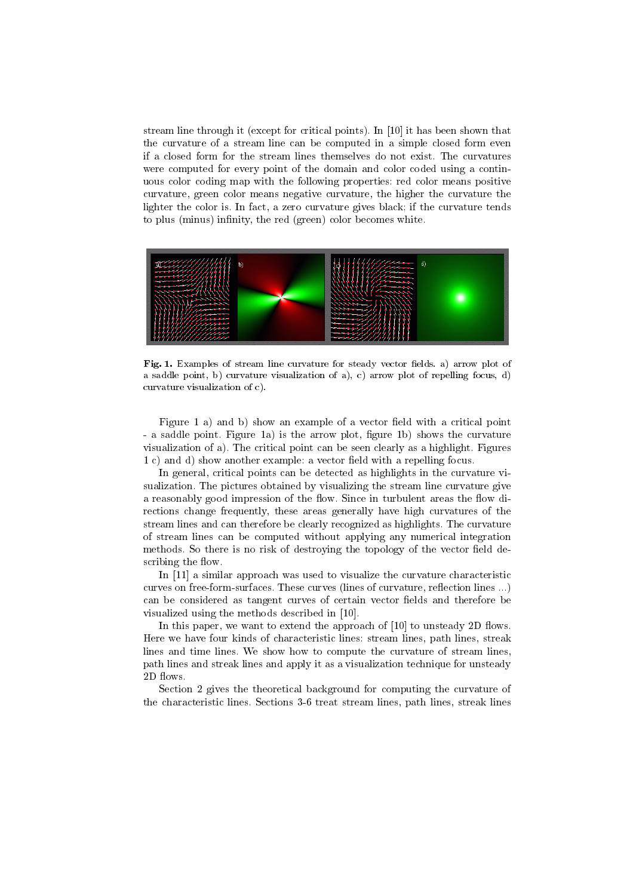stream line through it (except for critical points). In [10] it has been shown that the curvature of a stream line can be computed in a simple closed form even if a closed form for the stream lines themselves do not exist. The curvatures were computed for every point of the domain and color coded using a continuous color coding map with the following properties: red color means positive curvature, green color means negative curvature, the higher the curvature the lighter the color is. In fact, a zero curvature gives black; if the curvature tends to plus (minus) infinity, the red (green) color becomes white.

**Fig. 1.** Examples of stream line curvature for steady vector fields. a) arrow plot of a saddle point, b) curvature visualization of a), c) arrow plot of repelling focus, d) curvature visualization of c).

Figure 1 a) and b) show an example of a vector field with a critical point - a saddle point. Figure 1a) is the arrow plot, figure 1b) shows the curvature visualization of a). The critical point can be seen clearly as a highlight. Figures 1 c) and d) show another example: a vector field with a repelling focus.

In general, critical points can be detected as highlights in the curvature visualization. The pictures obtained by visualizing the stream line curvature give a reasonably good impression of the flow. Since in turbulent areas the flow directions change frequently, these areas generally have high curvatures of the stream lines and can therefore be clearly recognized as highlights. The curvature of stream lines can be computed without applying any numerical integration methods. So there is no risk of destroying the topology of the vector field describing the flow.

In [11] a similar approach was used to visualize the curvature characteristic curves on free-form-surfaces. These curves (lines of curvature, reflection lines ...) can be considered as tangent curves of certain vector fields and therefore be visualized using the methods described in [10].

In this paper, we want to extend the approach of [10] to unsteady 2D flows. Here we have four kinds of characteristic lines: stream lines, path lines, streak lines and time lines. We show how to compute the curvature of stream lines, path lines and streak lines and apply it as a visualization technique for unsteady 2D flows.

Section 2 gives the theoretical background for computing the curvature of the characteristic lines. Sections 3-6 treat stream lines, path lines, streak lines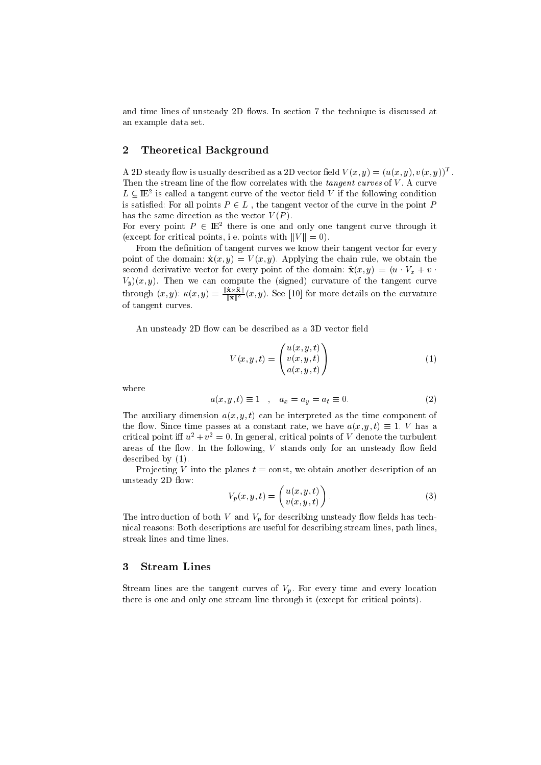and time lines of unsteady 2D flows. In section 7 the technique is discussed at an example data set.

## 2 Theoretical Background

A 2D steady flow is usually described as a 2D vector field $V(x,y) = (u(x,y), v(x,y))^T$. Then the stream line of the flow correlates with the *tangent curves* of $V$. A curve $L \subseteq \mathbb{E}^2$ is called a tangent curve of the vector field $V$ if the following condition is satisfied: For all points $P \in L$ , the tangent vector of the curve in the point $P$ has the same direction as the vector $V(P)$.
For every point $P \in \mathbb{E}^2$ there is one and only one tangent curve through it (except for critical points, i.e. points with $\|V\| = 0$).

From the definition of tangent curves we know their tangent vector for every point of the domain: $\dot{\mathbf{x}}(x,y) = V(x,y)$. Applying the chain rule, we obtain the second derivative vector for every point of the domain: $\ddot{\mathbf{x}}(x,y) = (u \cdot V_x + v \cdot V_y)(x,y)$. Then we can compute the (signed) curvature of the tangent curve through $(x,y)$: $\kappa(x,y) = \frac{\|\dot{\mathbf{x}} \times \ddot{\mathbf{x}}\|}{\|\dot{\mathbf{x}}\|^3}(x,y)$. See [10] for more details on the curvature of tangent curves.

An unsteady 2D flow can be described as a 3D vector field

$$V(x,y,t) = \begin{pmatrix} u(x,y,t) \\ v(x,y,t) \\ a(x,y,t) \end{pmatrix} \tag{1}$$

where

$$a(x,y,t) \equiv 1 \quad , \quad a_x = a_y = a_t \equiv 0. \tag{2}$$

The auxiliary dimension $a(x,y,t)$ can be interpreted as the time component of the flow. Since time passes at a constant rate, we have $a(x,y,t) \equiv 1$. $V$ has a critical point iff $u^2 + v^2 = 0$. In general, critical points of $V$ denote the turbulent areas of the flow. In the following, $V$ stands only for an unsteady flow field described by (1).

Projecting $V$ into the planes $t = \text{const}$, we obtain another description of an unsteady 2D flow:

$$V_p(x,y,t) = \begin{pmatrix} u(x,y,t) \\ v(x,y,t) \end{pmatrix}. \tag{3}$$

The introduction of both $V$ and $V_p$ for describing unsteady flow fields has technical reasons: Both descriptions are useful for describing stream lines, path lines, streak lines and time lines.

## 3 Stream Lines

Stream lines are the tangent curves of $V_p$. For every time and every location there is one and only one stream line through it (except for critical points).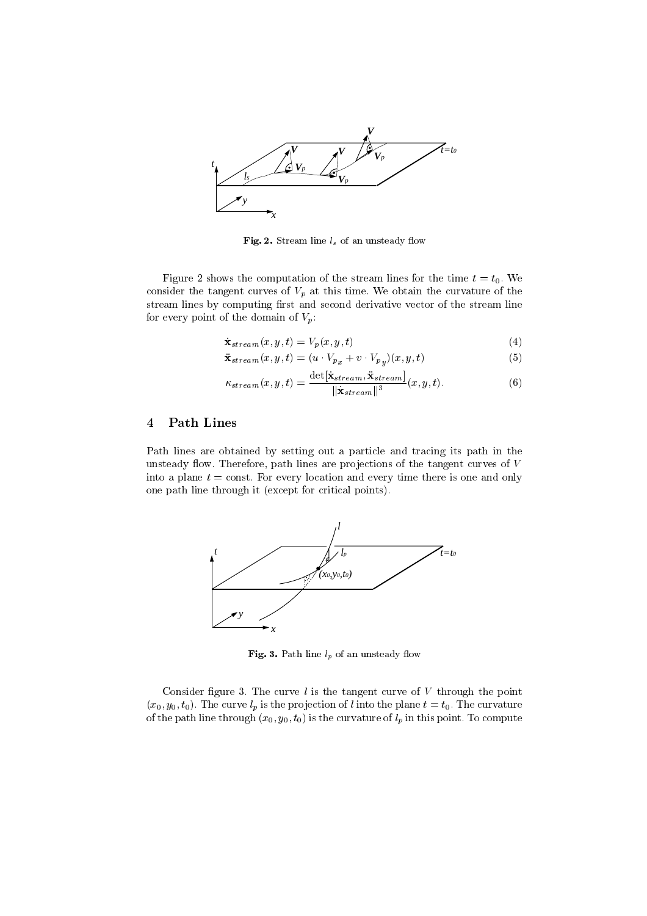Fig. 2. Stream line $l_s$ of an unsteady flow

Figure 2 shows the computation of the stream lines for the time $t = t_0$. We consider the tangent curves of $V_p$ at this time. We obtain the curvature of the stream lines by computing first and second derivative vector of the stream line for every point of the domain of $V_p$:

$$\dot{\mathbf{x}}_{stream}(x, y, t) = V_p(x, y, t) \tag{4}$$

$$\ddot{\mathbf{x}}_{stream}(x, y, t) = (u \cdot V_{p_x} + v \cdot V_{p_y})(x, y, t) \tag{5}$$

$$\kappa_{stream}(x, y, t) = \frac{\det[\dot{\mathbf{x}}_{stream}, \ddot{\mathbf{x}}_{stream}]}{\|\dot{\mathbf{x}}_{stream}\|^3}(x, y, t). \tag{6}$$

## 4 Path Lines

Path lines are obtained by setting out a particle and tracing its path in the unsteady flow. Therefore, path lines are projections of the tangent curves of $V$ into a plane $t =$ const. For every location and every time there is one and only one path line through it (except for critical points).

Fig. 3. Path line $l_p$ of an unsteady flow

Consider figure 3. The curve $l$ is the tangent curve of $V$ through the point $(x_0, y_0, t_0)$. The curve $l_p$ is the projection of $l$ into the plane $t = t_0$. The curvature of the path line through $(x_0, y_0, t_0)$ is the curvature of $l_p$ in this point. To compute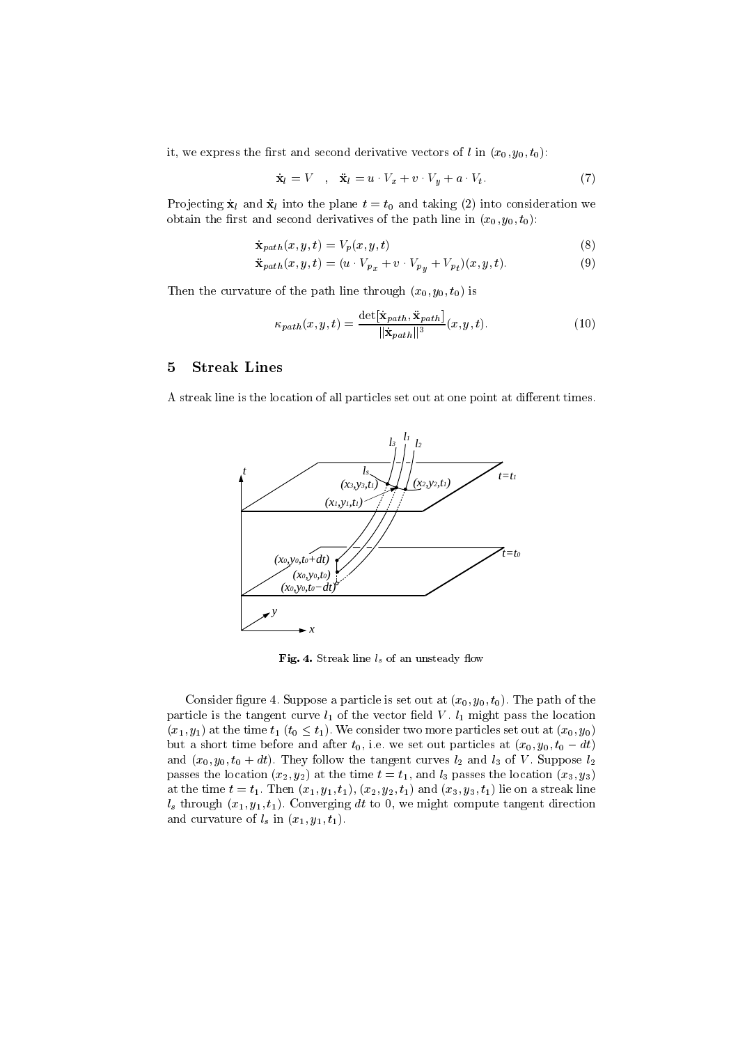it, we express the first and second derivative vectors of $l$ in $(x_0, y_0, t_0)$:

$$\dot{\mathbf{x}}_l = V \quad , \quad \ddot{\mathbf{x}}_l = u \cdot V_x + v \cdot V_y + a \cdot V_t. \tag{7}$$

Projecting $\dot{\mathbf{x}}_l$ and $\ddot{\mathbf{x}}_l$ into the plane $t = t_0$ and taking (2) into consideration we obtain the first and second derivatives of the path line in $(x_0, y_0, t_0)$:

$$\dot{\mathbf{x}}_{path}(x, y, t) = V_p(x, y, t) \tag{8}$$

$$\ddot{\mathbf{x}}_{path}(x, y, t) = (u \cdot V_{p_x} + v \cdot V_{p_y} + V_{p_t})(x, y, t). \tag{9}$$

Then the curvature of the path line through $(x_0, y_0, t_0)$ is

$$\kappa_{path}(x, y, t) = \frac{\det[\dot{\mathbf{x}}_{path}, \ddot{\mathbf{x}}_{path}]}{\|\dot{\mathbf{x}}_{path}\|^3}(x, y, t). \tag{10}$$

## 5 Streak Lines

A streak line is the location of all particles set out at one point at different times.

**Fig. 4.** Streak line $l_s$ of an unsteady flow

Consider figure 4. Suppose a particle is set out at $(x_0, y_0, t_0)$. The path of the particle is the tangent curve $l_1$ of the vector field $V$. $l_1$ might pass the location $(x_1, y_1)$ at the time $t_1$ ($t_0 \leq t_1$). We consider two more particles set out at $(x_0, y_0)$ but a short time before and after $t_0$, i.e. we set out particles at $(x_0, y_0, t_0 - dt)$ and $(x_0, y_0, t_0 + dt)$. They follow the tangent curves $l_2$ and $l_3$ of $V$. Suppose $l_2$ passes the location $(x_2, y_2)$ at the time $t = t_1$, and $l_3$ passes the location $(x_3, y_3)$ at the time $t = t_1$. Then $(x_1, y_1, t_1)$, $(x_2, y_2, t_1)$ and $(x_3, y_3, t_1)$ lie on a streak line $l_s$ through $(x_1, y_1, t_1)$. Converging $dt$ to 0, we might compute tangent direction and curvature of $l_s$ in $(x_1, y_1, t_1)$.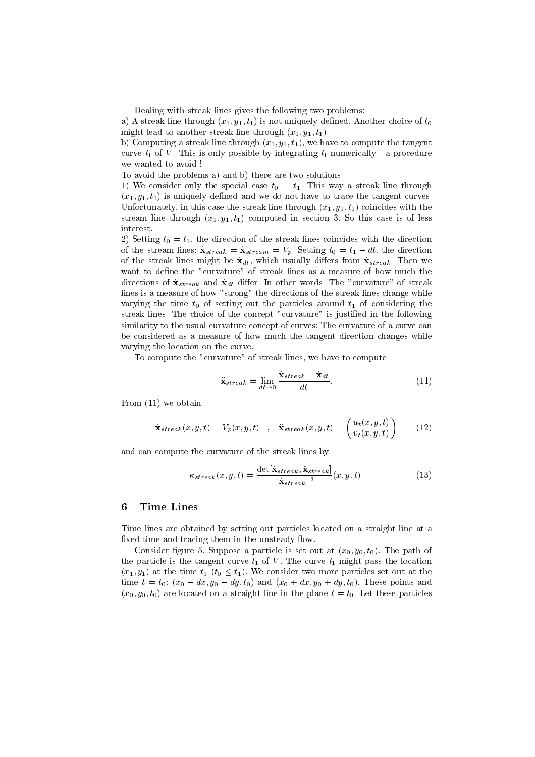Dealing with streak lines gives the following two problems:

a) A streak line through $(x_1, y_1, t_1)$ is not uniquely defined. Another choice of $t_0$ might lead to another streak line through $(x_1, y_1, t_1)$.

b) Computing a streak line through $(x_1, y_1, t_1)$, we have to compute the tangent curve $l_1$ of $V$. This is only possible by integrating $l_1$ numerically - a procedure we wanted to avoid !

To avoid the problems a) and b) there are two solutions:

1) We consider only the special case $t_0 = t_1$. This way a streak line through $(x_1, y_1, t_1)$ is uniquely defined and we do not have to trace the tangent curves. Unfortunately, in this case the streak line through $(x_1, y_1, t_1)$ coincides with the stream line through $(x_1, y_1, t_1)$ computed in section 3. So this case is of less interest.

2) Setting $t_0 = t_1$, the direction of the streak lines coincides with the direction of the stream lines: $\dot{\mathbf{x}}_{streak} = \dot{\mathbf{x}}_{stream} = V_p$. Setting $t_0 = t_1 - dt$, the direction of the streak lines might be $\dot{\mathbf{x}}_{dt}$, which usually differs from $\dot{\mathbf{x}}_{streak}$. Then we want to define the "curvature" of streak lines as a measure of how much the directions of $\dot{\mathbf{x}}_{streak}$ and $\dot{\mathbf{x}}_{dt}$ differ. In other words: The "curvature" of streak lines is a measure of how "strong" the directions of the streak lines change while varying the time $t_0$ of setting out the particles around $t_1$ of considering the streak lines. The choice of the concept "curvature" is justified in the following similarity to the usual curvature concept of curves: The curvature of a curve can be considered as a measure of how much the tangent direction changes while varying the location on the curve.

To compute the "curvature" of streak lines, we have to compute

$$\ddot{\mathbf{x}}_{streak} = \lim_{dt \to 0} \frac{\dot{\mathbf{x}}_{streak} - \dot{\mathbf{x}}_{dt}}{dt}. \tag{11}$$

From (11) we obtain

$$\dot{\mathbf{x}}_{streak}(x, y, t) = V_p(x, y, t) \quad , \quad \ddot{\mathbf{x}}_{streak}(x, y, t) = \begin{pmatrix} u_t(x, y, t) \\ v_t(x, y, t) \end{pmatrix} \tag{12}$$

and can compute the curvature of the streak lines by

$$\kappa_{streak}(x, y, t) = \frac{\det[\dot{\mathbf{x}}_{streak}, \ddot{\mathbf{x}}_{streak}]}{\|\dot{\mathbf{x}}_{streak}\|^3}(x, y, t). \tag{13}$$

## 6 Time Lines

Time lines are obtained by setting out particles located on a straight line at a fixed time and tracing them in the unsteady flow.

Consider figure 5. Suppose a particle is set out at $(x_0, y_0, t_0)$. The path of the particle is the tangent curve $l_1$ of $V$. The curve $l_1$ might pass the location $(x_1, y_1)$ at the time $t_1$ ($t_0 \leq t_1$). We consider two more particles set out at the time $t = t_0$: $(x_0 - dx, y_0 - dy, t_0)$ and $(x_0 + dx, y_0 + dy, t_0)$. These points and $(x_0, y_0, t_0)$ are located on a straight line in the plane $t = t_0$. Let these particles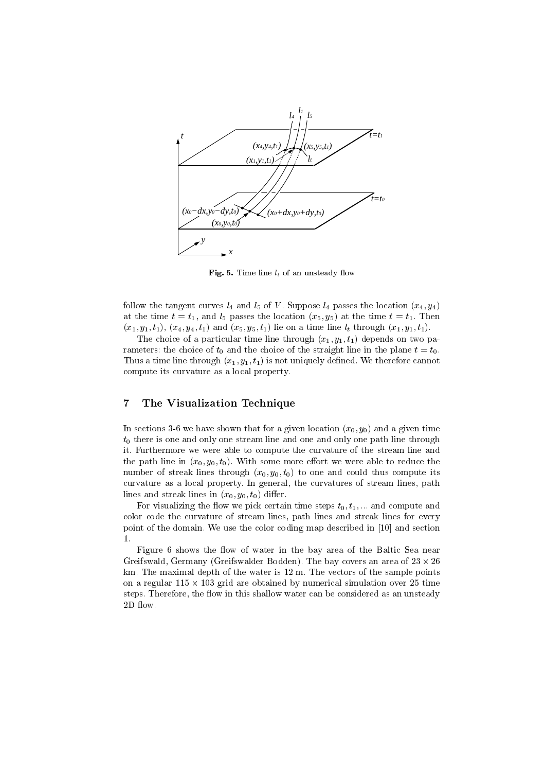**Fig. 5.** Time line $l_t$ of an unsteady flow

follow the tangent curves $l_4$ and $l_5$ of $V$. Suppose $l_4$ passes the location $(x_4, y_4)$ at the time $t = t_1$, and $l_5$ passes the location $(x_5, y_5)$ at the time $t = t_1$. Then $(x_1, y_1, t_1)$, $(x_4, y_4, t_1)$ and $(x_5, y_5, t_1)$ lie on a time line $l_t$ through $(x_1, y_1, t_1)$.

The choice of a particular time line through $(x_1, y_1, t_1)$ depends on two parameters: the choice of $t_0$ and the choice of the straight line in the plane $t = t_0$. Thus a time line through $(x_1, y_1, t_1)$ is not uniquely defined. We therefore cannot compute its curvature as a local property.

## 7 The Visualization Technique

In sections 3-6 we have shown that for a given location $(x_0, y_0)$ and a given time $t_0$ there is one and only one stream line and one and only one path line through it. Furthermore we were able to compute the curvature of the stream line and the path line in $(x_0, y_0, t_0)$. With some more effort we were able to reduce the number of streak lines through $(x_0, y_0, t_0)$ to one and could thus compute its curvature as a local property. In general, the curvatures of stream lines, path lines and streak lines in $(x_0, y_0, t_0)$ differ.

For visualizing the flow we pick certain time steps $t_0, t_1, \ldots$ and compute and color code the curvature of stream lines, path lines and streak lines for every point of the domain. We use the color coding map described in [10] and section 1.

Figure 6 shows the flow of water in the bay area of the Baltic Sea near Greifswald, Germany (Greifswalder Bodden). The bay covers an area of $23 \times 26$ km. The maximal depth of the water is 12 m. The vectors of the sample points on a regular $115 \times 103$ grid are obtained by numerical simulation over 25 time steps. Therefore, the flow in this shallow water can be considered as an unsteady 2D flow.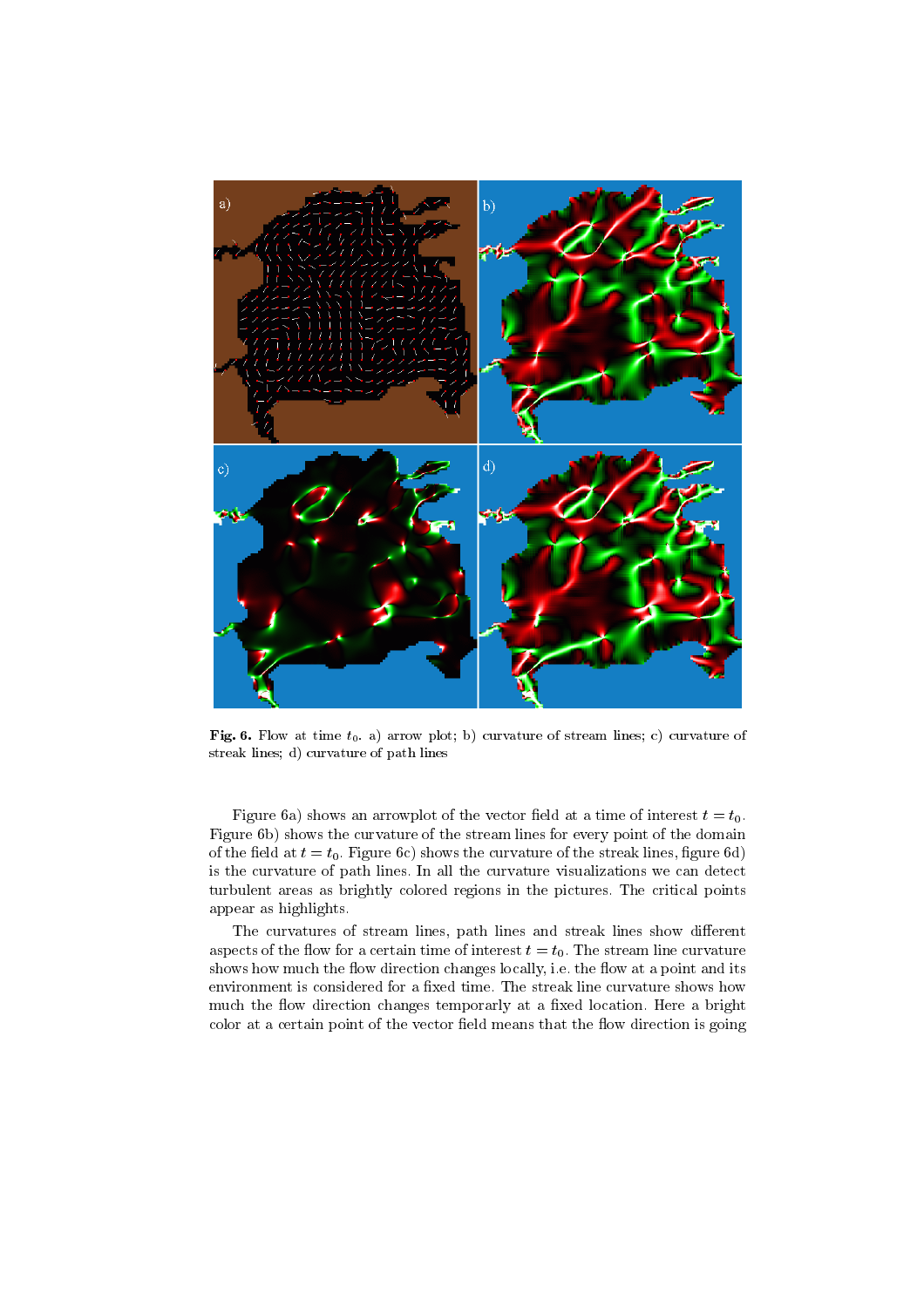**Fig. 6.** Flow at time $t_0$. a) arrow plot; b) curvature of stream lines; c) curvature of streak lines; d) curvature of path lines

Figure 6a) shows an arrowplot of the vector field at a time of interest $t = t_0$. Figure 6b) shows the curvature of the stream lines for every point of the domain of the field at $t = t_0$. Figure 6c) shows the curvature of the streak lines, figure 6d) is the curvature of path lines. In all the curvature visualizations we can detect turbulent areas as brightly colored regions in the pictures. The critical points appear as highlights.

The curvatures of stream lines, path lines and streak lines show different aspects of the flow for a certain time of interest $t = t_0$. The stream line curvature shows how much the flow direction changes locally, i.e. the flow at a point and its environment is considered for a fixed time. The streak line curvature shows how much the flow direction changes temporarly at a fixed location. Here a bright color at a certain point of the vector field means that the flow direction is going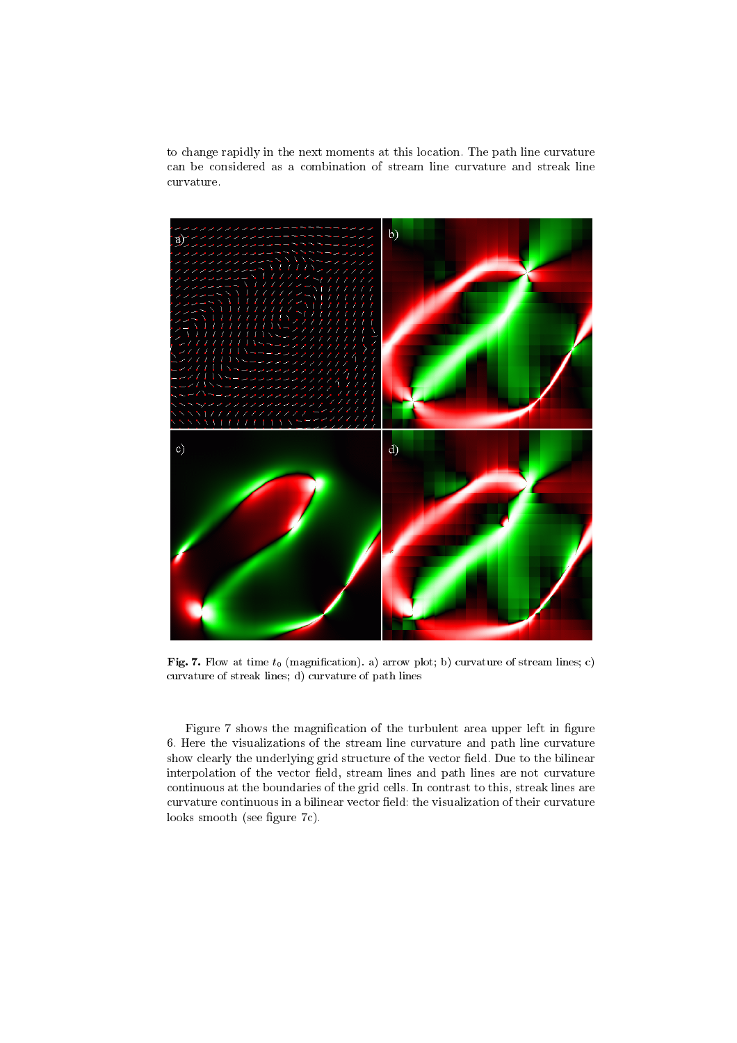to change rapidly in the next moments at this location. The path line curvature can be considered as a combination of stream line curvature and streak line curvature.

**Fig. 7.** Flow at time $t_0$ (magnification). a) arrow plot; b) curvature of stream lines; c) curvature of streak lines; d) curvature of path lines

Figure 7 shows the magnification of the turbulent area upper left in figure 6. Here the visualizations of the stream line curvature and path line curvature show clearly the underlying grid structure of the vector field. Due to the bilinear interpolation of the vector field, stream lines and path lines are not curvature continuous at the boundaries of the grid cells. In contrast to this, streak lines are curvature continuous in a bilinear vector field: the visualization of their curvature looks smooth (see figure 7c).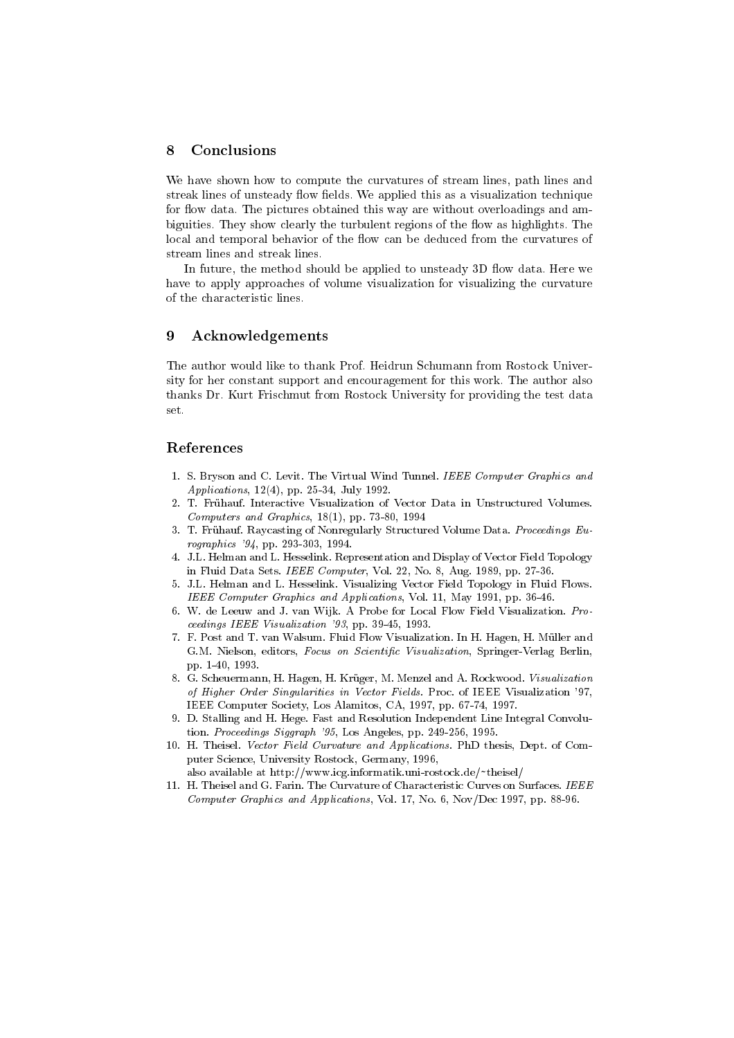## 8 Conclusions

We have shown how to compute the curvatures of stream lines, path lines and streak lines of unsteady flow fields. We applied this as a visualization technique for flow data. The pictures obtained this way are without overloadings and ambiguities. They show clearly the turbulent regions of the flow as highlights. The local and temporal behavior of the flow can be deduced from the curvatures of stream lines and streak lines.

In future, the method should be applied to unsteady 3D flow data. Here we have to apply approaches of volume visualization for visualizing the curvature of the characteristic lines.

## 9 Acknowledgements

The author would like to thank Prof. Heidrun Schumann from Rostock University for her constant support and encouragement for this work. The author also thanks Dr. Kurt Frischmut from Rostock University for providing the test data set.

## References

1. S. Bryson and C. Levit. The Virtual Wind Tunnel. *IEEE Computer Graphics and Applications*, 12(4), pp. 25-34, July 1992.
2. T. Frühauf. Interactive Visualization of Vector Data in Unstructured Volumes. *Computers and Graphics*, 18(1), pp. 73-80, 1994
3. T. Frühauf. Raycasting of Nonregularly Structured Volume Data. *Proceedings Eurographics '94*, pp. 293-303, 1994.
4. J.L. Helman and L. Hesselink. Representation and Display of Vector Field Topology in Fluid Data Sets. *IEEE Computer*, Vol. 22, No. 8, Aug. 1989, pp. 27-36.
5. J.L. Helman and L. Hesselink. Visualizing Vector Field Topology in Fluid Flows. *IEEE Computer Graphics and Applications*, Vol. 11, May 1991, pp. 36-46.
6. W. de Leeuw and J. van Wijk. A Probe for Local Flow Field Visualization. *Proceedings IEEE Visualization '93*, pp. 39-45, 1993.
7. F. Post and T. van Walsum. Fluid Flow Visualization. In H. Hagen, H. Müller and G.M. Nielson, editors, *Focus on Scientific Visualization*, Springer-Verlag Berlin, pp. 1-40, 1993.
8. G. Scheuermann, H. Hagen, H. Krüger, M. Menzel and A. Rockwood. *Visualization of Higher Order Singularities in Vector Fields*. Proc. of IEEE Visualization '97, IEEE Computer Society, Los Alamitos, CA, 1997, pp. 67-74, 1997.
9. D. Stalling and H. Hege. Fast and Resolution Independent Line Integral Convolution. *Proceedings Siggraph '95*, Los Angeles, pp. 249-256, 1995.
10. H. Theisel. *Vector Field Curvature and Applications*. PhD thesis, Dept. of Computer Science, University Rostock, Germany, 1996, also available at http://www.icg.informatik.uni-rostock.de/~theisel/
11. H. Theisel and G. Farin. The Curvature of Characteristic Curves on Surfaces. *IEEE Computer Graphics and Applications*, Vol. 17, No. 6, Nov/Dec 1997, pp. 88-96.